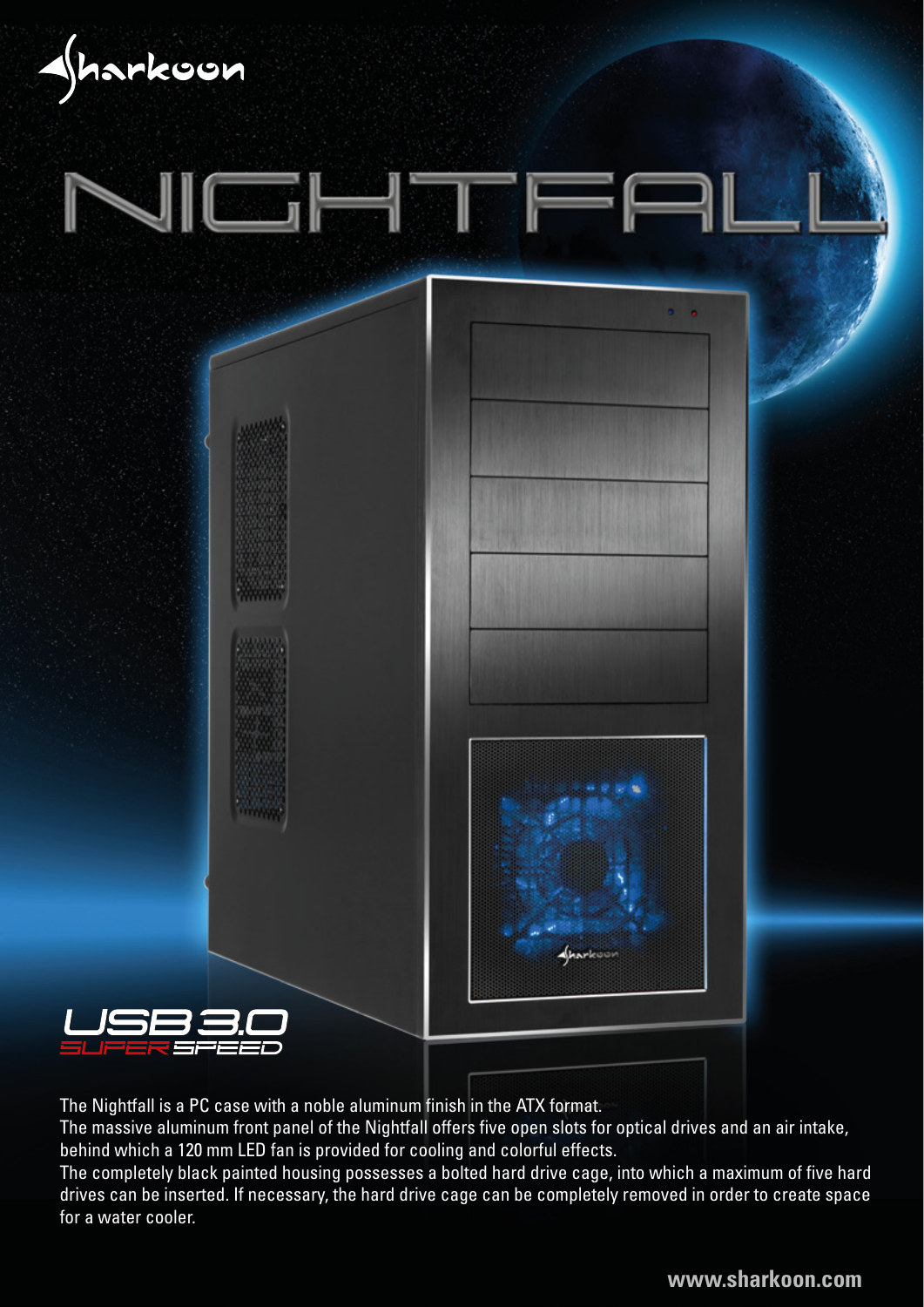Sharkoon

# NIGHTFALL

USB 3.0 SUPER SPEED

The Nightfall is a PC case with a noble aluminum finish in the ATX format.
The massive aluminum front panel of the Nightfall offers five open slots for optical drives and an air intake, behind which a 120 mm LED fan is provided for cooling and colorful effects.
The completely black painted housing possesses a bolted hard drive cage, into which a maximum of five hard drives can be inserted. If necessary, the hard drive cage can be completely removed in order to create space for a water cooler.

**www.sharkoon.com**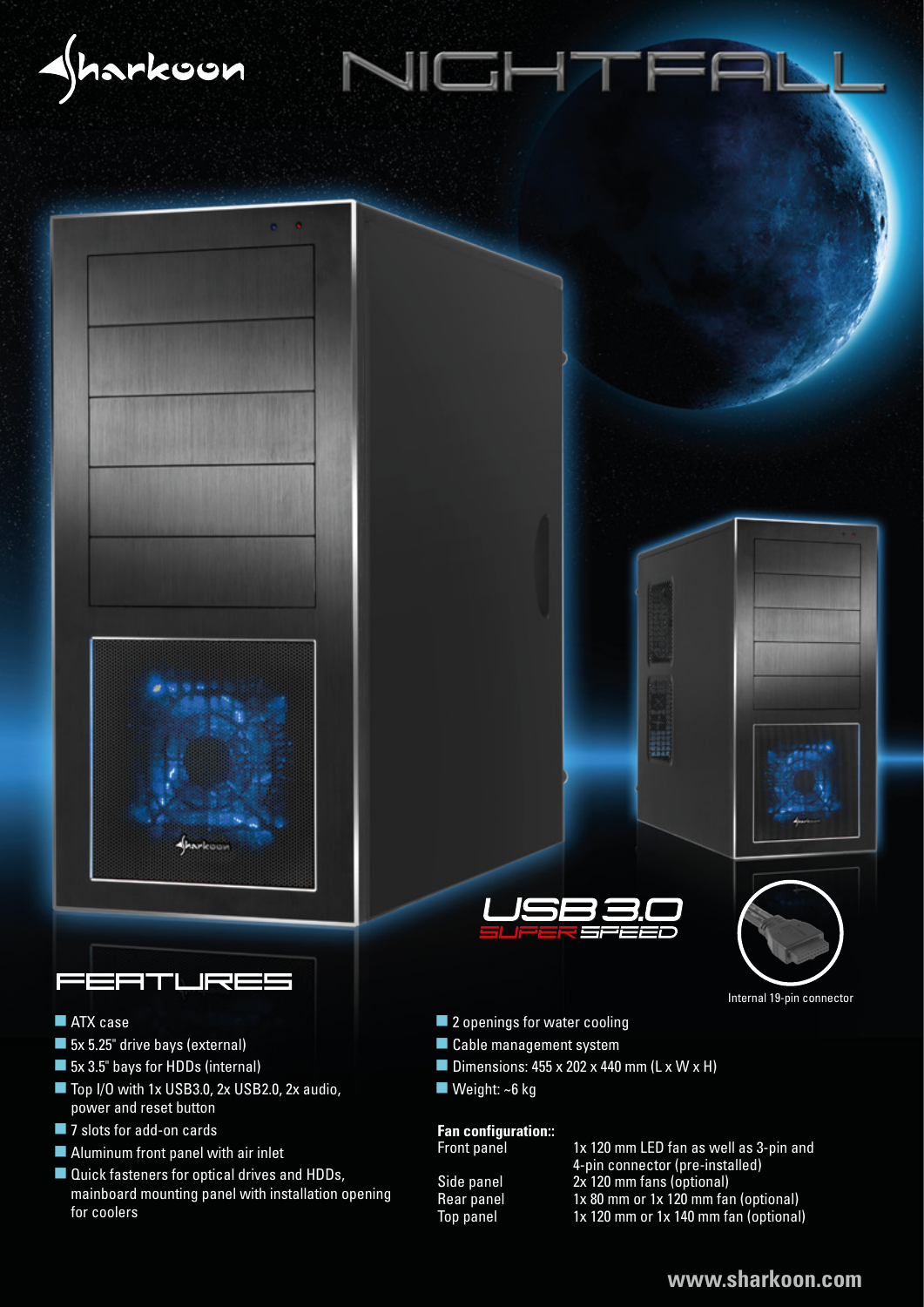# Sharkoon NIGHTFALL

USB 3.0 SUPER SPEED

Internal 19-pin connector

## FEATURES

- ATX case
- 5x 5.25" drive bays (external)
- 5x 3.5" bays for HDDs (internal)
- Top I/O with 1x USB3.0, 2x USB2.0, 2x audio, power and reset button
- 7 slots for add-on cards
- Aluminum front panel with air inlet
- Quick fasteners for optical drives and HDDs, mainboard mounting panel with installation opening for coolers
- 2 openings for water cooling
- Cable management system
- Dimensions: 455 x 202 x 440 mm (L x W x H)
- Weight: ~6 kg

**Fan configuration::**

| | |
|---|---|
| Front panel | 1x 120 mm LED fan as well as 3-pin and 4-pin connector (pre-installed) |
| Side panel | 2x 120 mm fans (optional) |
| Rear panel | 1x 80 mm or 1x 120 mm fan (optional) |
| Top panel | 1x 120 mm or 1x 140 mm fan (optional) |

www.sharkoon.com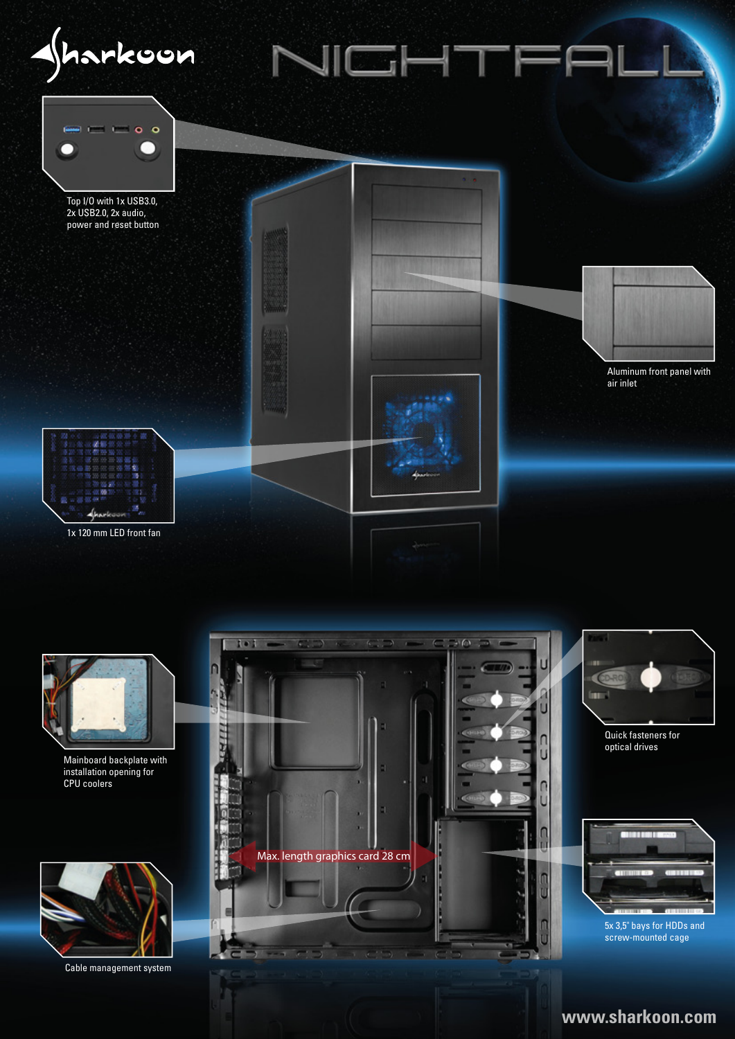Sharkoon

# NIGHTFALL

Top I/O with 1x USB3.0, 2x USB2.0, 2x audio, power and reset button

Aluminum front panel with air inlet

1x 120 mm LED front fan

Mainboard backplate with installation opening for CPU coolers

Quick fasteners for optical drives

Max. length graphics card 28 cm

5x 3,5" bays for HDDs and screw-mounted cage

Cable management system

www.sharkoon.com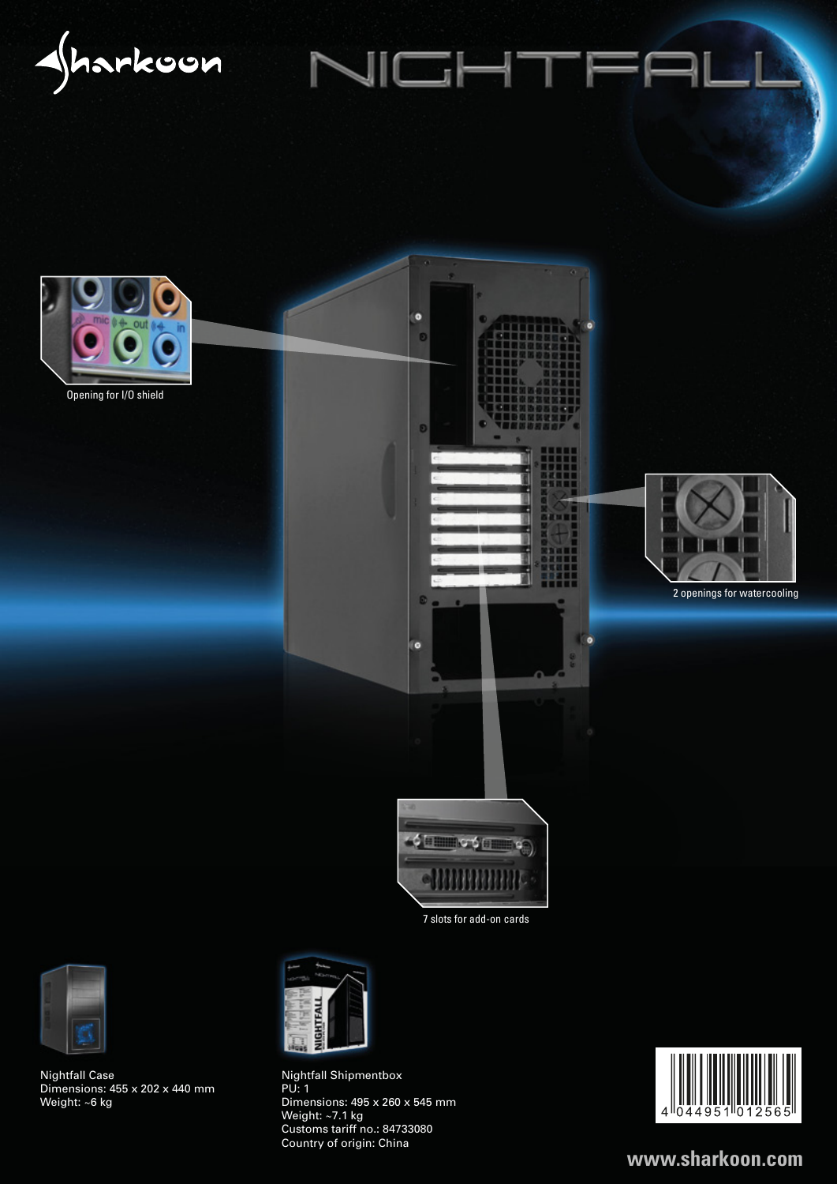Sharkoon

# NIGHTFALL

Opening for I/O shield

2 openings for watercooling

7 slots for add-on cards

Nightfall Case
Dimensions: 455 x 202 x 440 mm
Weight: ~6 kg

Nightfall Shipmentbox
PU: 1
Dimensions: 495 x 260 x 545 mm
Weight: ~7.1 kg
Customs tariff no.: 84733080
Country of origin: China

4 044951 012565

www.sharkoon.com